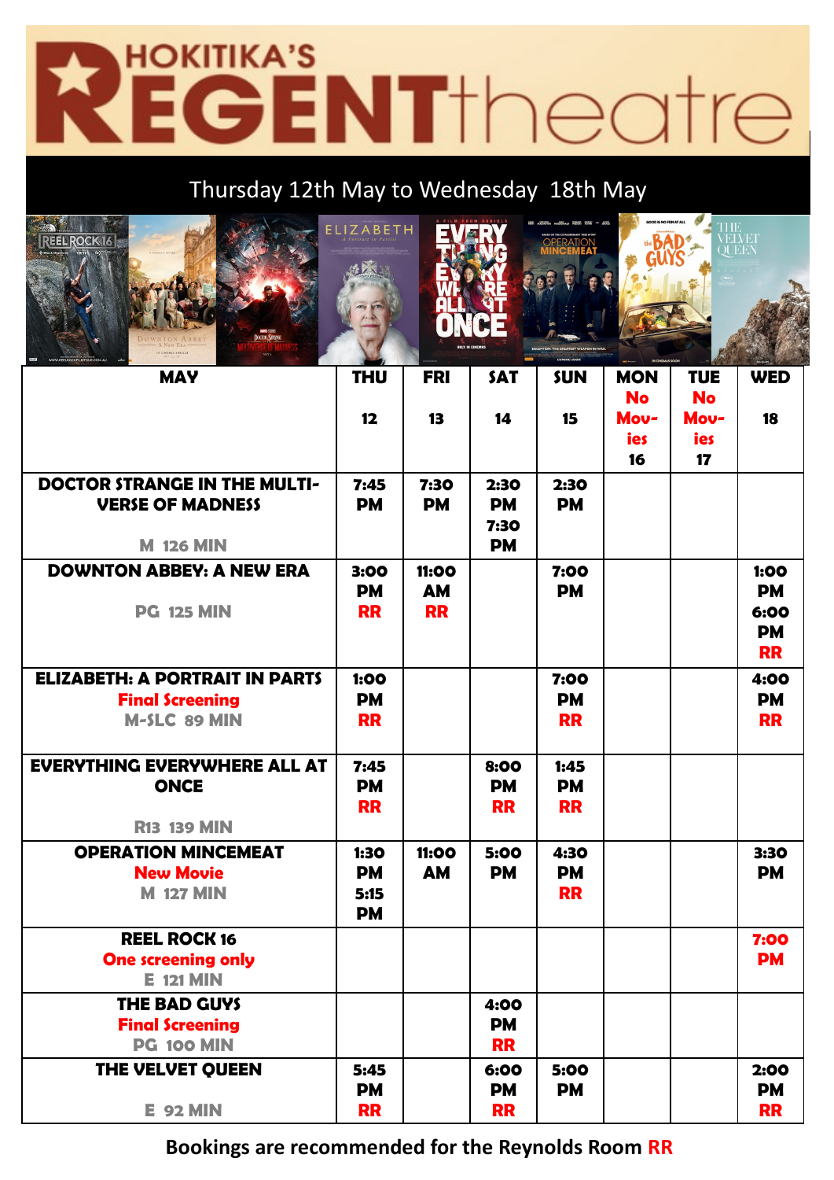# HOKITIKA'S REGENT theatre

## Thursday 12th May to Wednesday 18th May

| MAY | THU 12 | FRI 13 | SAT 14 | SUN 15 | MON No Movies 16 | TUE No Movies 17 | WED 18 |
|---|---|---|---|---|---|---|---|
| **DOCTOR STRANGE IN THE MULTI-VERSE OF MADNESS** M 126 MIN | 7:45 PM | 7:30 PM | 2:30 PM 7:30 PM | 2:30 PM | | | |
| **DOWNTON ABBEY: A NEW ERA** PG 125 MIN | 3:00 PM RR | 11:00 AM RR | | 7:00 PM | | | 1:00 PM 6:00 PM RR |
| **ELIZABETH: A PORTRAIT IN PARTS** Final Screening M-SLC 89 MIN | 1:00 PM RR | | | 7:00 PM RR | | | 4:00 PM RR |
| **EVERYTHING EVERYWHERE ALL AT ONCE** R13 139 MIN | 7:45 PM RR | | 8:00 PM RR | 1:45 PM RR | | | |
| **OPERATION MINCEMEAT** New Movie M 127 MIN | 1:30 PM 5:15 PM | 11:00 AM | 5:00 PM | 4:30 PM RR | | | 3:30 PM |
| **REEL ROCK 16** One screening only E 121 MIN | | | | | | | 7:00 PM |
| **THE BAD GUYS** Final Screening PG 100 MIN | | | 4:00 PM RR | | | | |
| **THE VELVET QUEEN** E 92 MIN | 5:45 PM RR | | 6:00 PM RR | 5:00 PM | | | 2:00 PM RR |

**Bookings are recommended for the Reynolds Room RR**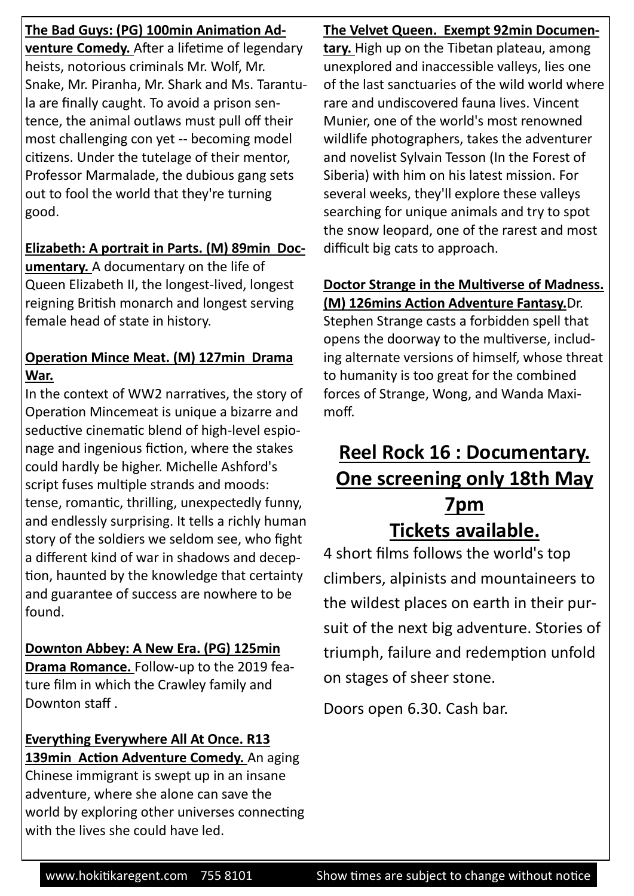**The Bad Guys: (PG) 100min Animation Adventure Comedy.** After a lifetime of legendary heists, notorious criminals Mr. Wolf, Mr. Snake, Mr. Piranha, Mr. Shark and Ms. Tarantula are finally caught. To avoid a prison sentence, the animal outlaws must pull off their most challenging con yet -- becoming model citizens. Under the tutelage of their mentor, Professor Marmalade, the dubious gang sets out to fool the world that they're turning good.

**Elizabeth: A portrait in Parts. (M) 89min Documentary.** A documentary on the life of Queen Elizabeth II, the longest-lived, longest reigning British monarch and longest serving female head of state in history.

**Operation Mince Meat. (M) 127min Drama War.**

In the context of WW2 narratives, the story of Operation Mincemeat is unique a bizarre and seductive cinematic blend of high-level espionage and ingenious fiction, where the stakes could hardly be higher. Michelle Ashford's script fuses multiple strands and moods: tense, romantic, thrilling, unexpectedly funny, and endlessly surprising. It tells a richly human story of the soldiers we seldom see, who fight a different kind of war in shadows and deception, haunted by the knowledge that certainty and guarantee of success are nowhere to be found.

**Downton Abbey: A New Era. (PG) 125min Drama Romance.** Follow-up to the 2019 feature film in which the Crawley family and Downton staff .

**Everything Everywhere All At Once. R13 139min Action Adventure Comedy.** An aging Chinese immigrant is swept up in an insane adventure, where she alone can save the world by exploring other universes connecting with the lives she could have led.

**The Velvet Queen. Exempt 92min Documentary.** High up on the Tibetan plateau, among unexplored and inaccessible valleys, lies one of the last sanctuaries of the wild world where rare and undiscovered fauna lives. Vincent Munier, one of the world's most renowned wildlife photographers, takes the adventurer and novelist Sylvain Tesson (In the Forest of Siberia) with him on his latest mission. For several weeks, they'll explore these valleys searching for unique animals and try to spot the snow leopard, one of the rarest and most difficult big cats to approach.

**Doctor Strange in the Multiverse of Madness. (M) 126mins Action Adventure Fantasy.** Dr. Stephen Strange casts a forbidden spell that opens the doorway to the multiverse, including alternate versions of himself, whose threat to humanity is too great for the combined forces of Strange, Wong, and Wanda Maximoff.

## Reel Rock 16 : Documentary. One screening only 18th May 7pm Tickets available.

4 short films follows the world's top climbers, alpinists and mountaineers to the wildest places on earth in their pursuit of the next big adventure. Stories of triumph, failure and redemption unfold on stages of sheer stone.

Doors open 6.30. Cash bar.

www.hokitikaregent.com 755 8101 Show times are subject to change without notice